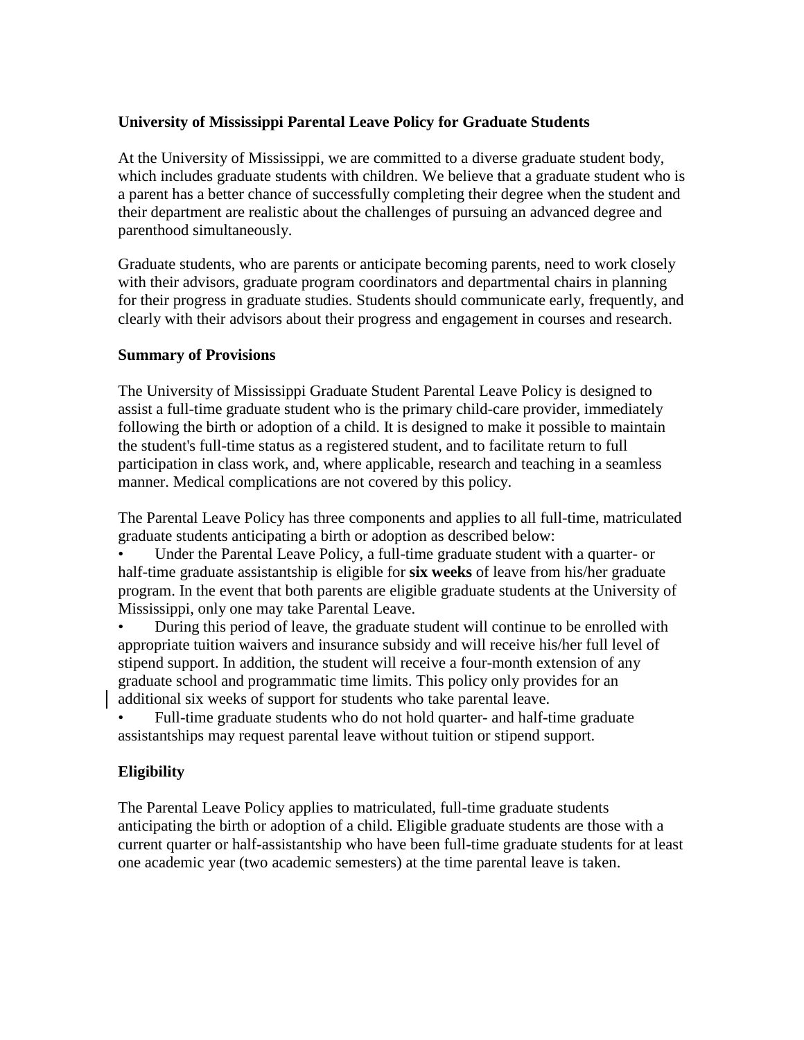**University of Mississippi Parental Leave Policy for Graduate Students**

At the University of Mississippi, we are committed to a diverse graduate student body, which includes graduate students with children. We believe that a graduate student who is a parent has a better chance of successfully completing their degree when the student and their department are realistic about the challenges of pursuing an advanced degree and parenthood simultaneously.

Graduate students, who are parents or anticipate becoming parents, need to work closely with their advisors, graduate program coordinators and departmental chairs in planning for their progress in graduate studies. Students should communicate early, frequently, and clearly with their advisors about their progress and engagement in courses and research.

**Summary of Provisions**

The University of Mississippi Graduate Student Parental Leave Policy is designed to assist a full-time graduate student who is the primary child-care provider, immediately following the birth or adoption of a child. It is designed to make it possible to maintain the student's full-time status as a registered student, and to facilitate return to full participation in class work, and, where applicable, research and teaching in a seamless manner. Medical complications are not covered by this policy.

The Parental Leave Policy has three components and applies to all full-time, matriculated graduate students anticipating a birth or adoption as described below:

- Under the Parental Leave Policy, a full-time graduate student with a quarter- or half-time graduate assistantship is eligible for **six weeks** of leave from his/her graduate program. In the event that both parents are eligible graduate students at the University of Mississippi, only one may take Parental Leave.
- During this period of leave, the graduate student will continue to be enrolled with appropriate tuition waivers and insurance subsidy and will receive his/her full level of stipend support. In addition, the student will receive a four-month extension of any graduate school and programmatic time limits. This policy only provides for an additional six weeks of support for students who take parental leave.
- Full-time graduate students who do not hold quarter- and half-time graduate assistantships may request parental leave without tuition or stipend support.

**Eligibility**

The Parental Leave Policy applies to matriculated, full-time graduate students anticipating the birth or adoption of a child. Eligible graduate students are those with a current quarter or half-assistantship who have been full-time graduate students for at least one academic year (two academic semesters) at the time parental leave is taken.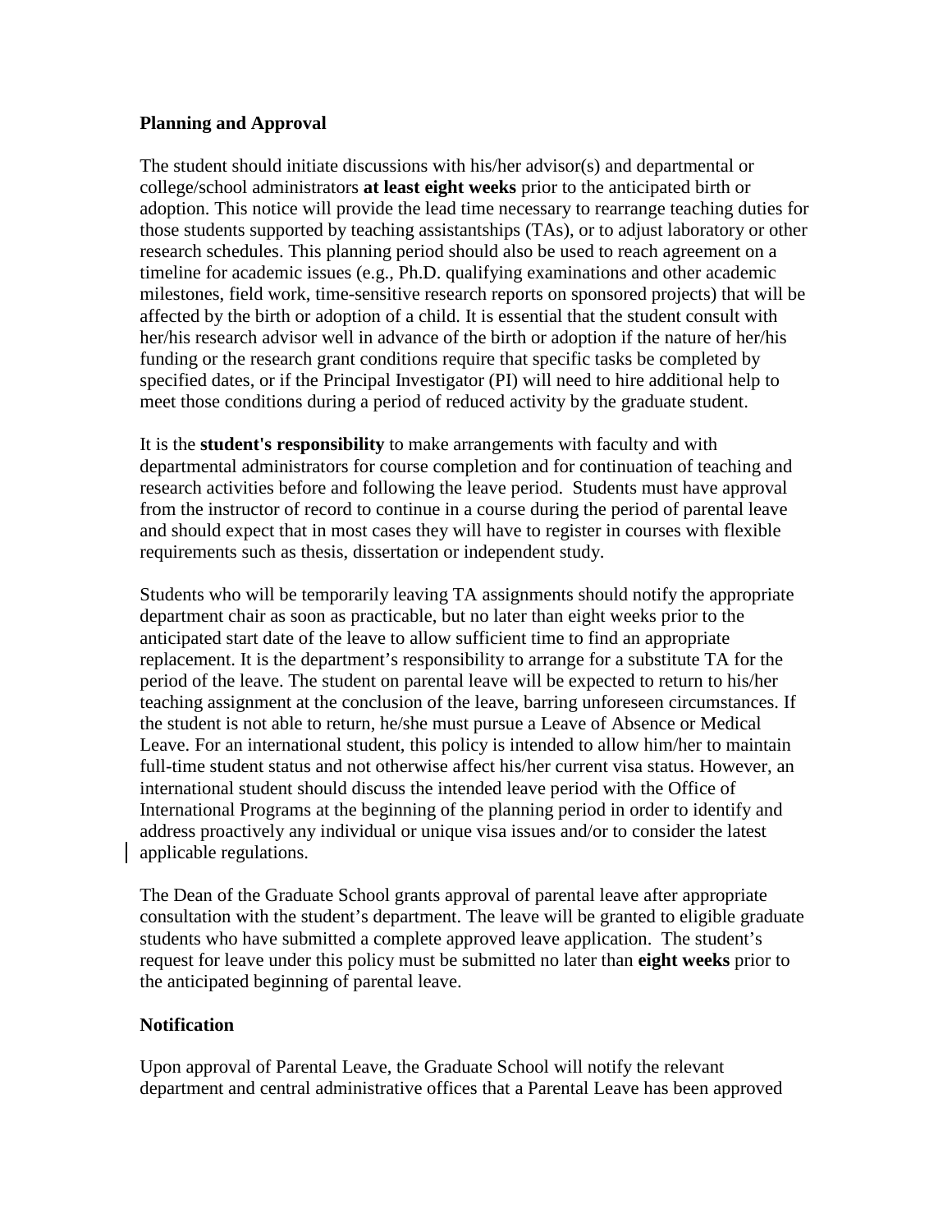**Planning and Approval**

The student should initiate discussions with his/her advisor(s) and departmental or college/school administrators **at least eight weeks** prior to the anticipated birth or adoption. This notice will provide the lead time necessary to rearrange teaching duties for those students supported by teaching assistantships (TAs), or to adjust laboratory or other research schedules. This planning period should also be used to reach agreement on a timeline for academic issues (e.g., Ph.D. qualifying examinations and other academic milestones, field work, time-sensitive research reports on sponsored projects) that will be affected by the birth or adoption of a child. It is essential that the student consult with her/his research advisor well in advance of the birth or adoption if the nature of her/his funding or the research grant conditions require that specific tasks be completed by specified dates, or if the Principal Investigator (PI) will need to hire additional help to meet those conditions during a period of reduced activity by the graduate student.

It is the **student's responsibility** to make arrangements with faculty and with departmental administrators for course completion and for continuation of teaching and research activities before and following the leave period. Students must have approval from the instructor of record to continue in a course during the period of parental leave and should expect that in most cases they will have to register in courses with flexible requirements such as thesis, dissertation or independent study.

Students who will be temporarily leaving TA assignments should notify the appropriate department chair as soon as practicable, but no later than eight weeks prior to the anticipated start date of the leave to allow sufficient time to find an appropriate replacement. It is the department's responsibility to arrange for a substitute TA for the period of the leave. The student on parental leave will be expected to return to his/her teaching assignment at the conclusion of the leave, barring unforeseen circumstances. If the student is not able to return, he/she must pursue a Leave of Absence or Medical Leave. For an international student, this policy is intended to allow him/her to maintain full-time student status and not otherwise affect his/her current visa status. However, an international student should discuss the intended leave period with the Office of International Programs at the beginning of the planning period in order to identify and address proactively any individual or unique visa issues and/or to consider the latest applicable regulations.

The Dean of the Graduate School grants approval of parental leave after appropriate consultation with the student's department. The leave will be granted to eligible graduate students who have submitted a complete approved leave application. The student's request for leave under this policy must be submitted no later than **eight weeks** prior to the anticipated beginning of parental leave.

**Notification**

Upon approval of Parental Leave, the Graduate School will notify the relevant department and central administrative offices that a Parental Leave has been approved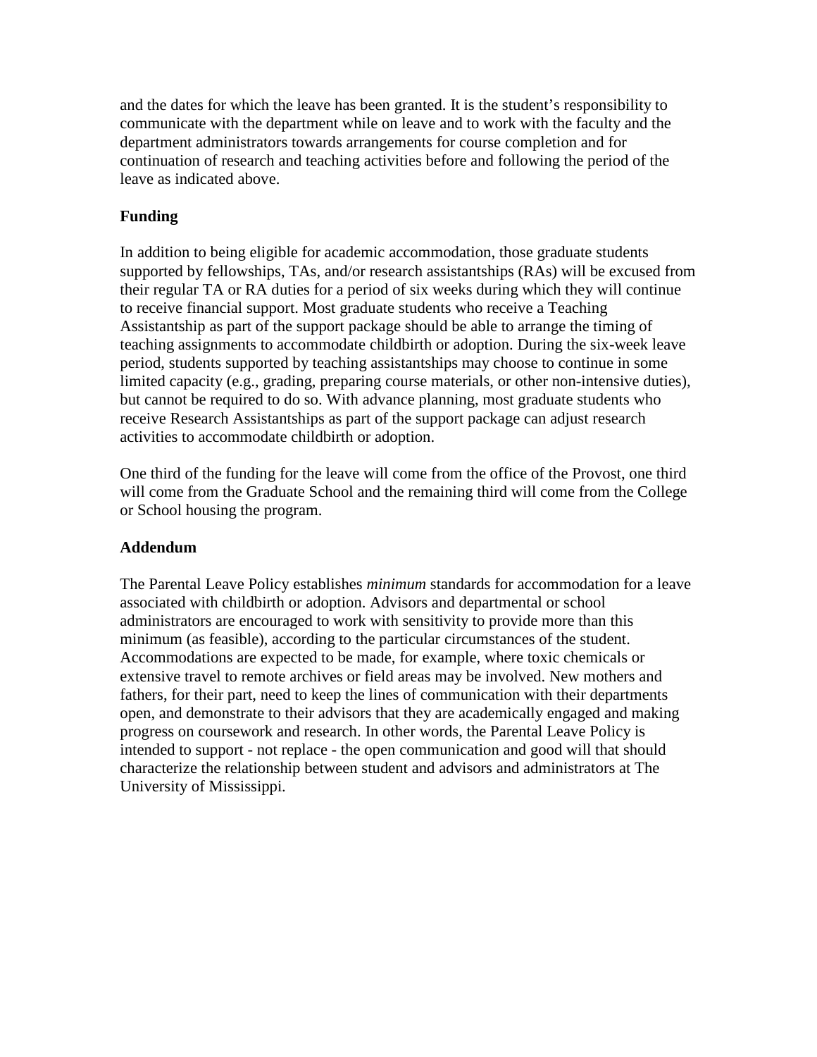and the dates for which the leave has been granted. It is the student's responsibility to communicate with the department while on leave and to work with the faculty and the department administrators towards arrangements for course completion and for continuation of research and teaching activities before and following the period of the leave as indicated above.

**Funding**

In addition to being eligible for academic accommodation, those graduate students supported by fellowships, TAs, and/or research assistantships (RAs) will be excused from their regular TA or RA duties for a period of six weeks during which they will continue to receive financial support. Most graduate students who receive a Teaching Assistantship as part of the support package should be able to arrange the timing of teaching assignments to accommodate childbirth or adoption. During the six-week leave period, students supported by teaching assistantships may choose to continue in some limited capacity (e.g., grading, preparing course materials, or other non-intensive duties), but cannot be required to do so. With advance planning, most graduate students who receive Research Assistantships as part of the support package can adjust research activities to accommodate childbirth or adoption.

One third of the funding for the leave will come from the office of the Provost, one third will come from the Graduate School and the remaining third will come from the College or School housing the program.

**Addendum**

The Parental Leave Policy establishes *minimum* standards for accommodation for a leave associated with childbirth or adoption. Advisors and departmental or school administrators are encouraged to work with sensitivity to provide more than this minimum (as feasible), according to the particular circumstances of the student. Accommodations are expected to be made, for example, where toxic chemicals or extensive travel to remote archives or field areas may be involved. New mothers and fathers, for their part, need to keep the lines of communication with their departments open, and demonstrate to their advisors that they are academically engaged and making progress on coursework and research. In other words, the Parental Leave Policy is intended to support - not replace - the open communication and good will that should characterize the relationship between student and advisors and administrators at The University of Mississippi.